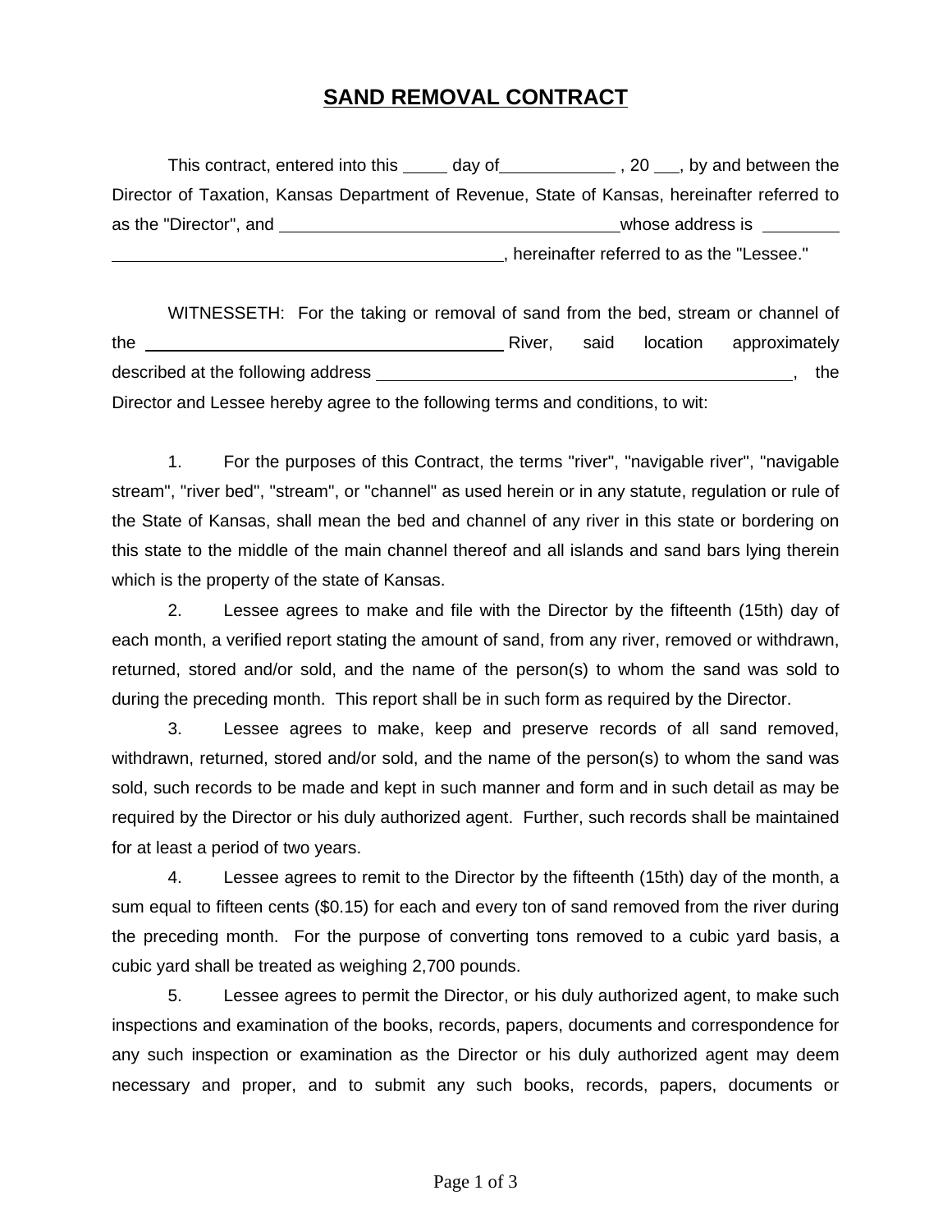# SAND REMOVAL CONTRACT

This contract, entered into this _____ day of____________ , 20 ___, by and between the Director of Taxation, Kansas Department of Revenue, State of Kansas, hereinafter referred to as the "Director", and ____________________________________whose address is ________ ________________________________________, hereinafter referred to as the "Lessee."

WITNESSETH: For the taking or removal of sand from the bed, stream or channel of the ________________________________________ River, said location approximately described at the following address ______________________________________________, the Director and Lessee hereby agree to the following terms and conditions, to wit:

1. For the purposes of this Contract, the terms "river", "navigable river", "navigable stream", "river bed", "stream", or "channel" as used herein or in any statute, regulation or rule of the State of Kansas, shall mean the bed and channel of any river in this state or bordering on this state to the middle of the main channel thereof and all islands and sand bars lying therein which is the property of the state of Kansas.

2. Lessee agrees to make and file with the Director by the fifteenth (15th) day of each month, a verified report stating the amount of sand, from any river, removed or withdrawn, returned, stored and/or sold, and the name of the person(s) to whom the sand was sold to during the preceding month. This report shall be in such form as required by the Director.

3. Lessee agrees to make, keep and preserve records of all sand removed, withdrawn, returned, stored and/or sold, and the name of the person(s) to whom the sand was sold, such records to be made and kept in such manner and form and in such detail as may be required by the Director or his duly authorized agent. Further, such records shall be maintained for at least a period of two years.

4. Lessee agrees to remit to the Director by the fifteenth (15th) day of the month, a sum equal to fifteen cents ($0.15) for each and every ton of sand removed from the river during the preceding month. For the purpose of converting tons removed to a cubic yard basis, a cubic yard shall be treated as weighing 2,700 pounds.

5. Lessee agrees to permit the Director, or his duly authorized agent, to make such inspections and examination of the books, records, papers, documents and correspondence for any such inspection or examination as the Director or his duly authorized agent may deem necessary and proper, and to submit any such books, records, papers, documents or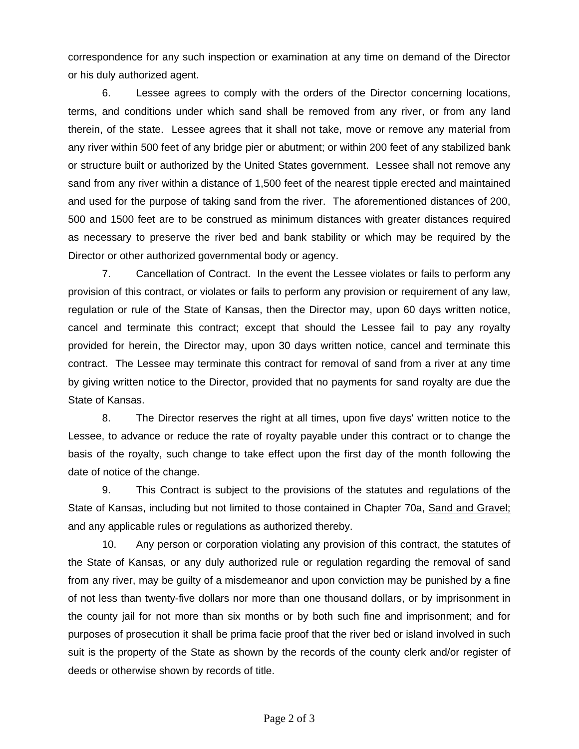correspondence for any such inspection or examination at any time on demand of the Director or his duly authorized agent.

6. Lessee agrees to comply with the orders of the Director concerning locations, terms, and conditions under which sand shall be removed from any river, or from any land therein, of the state. Lessee agrees that it shall not take, move or remove any material from any river within 500 feet of any bridge pier or abutment; or within 200 feet of any stabilized bank or structure built or authorized by the United States government. Lessee shall not remove any sand from any river within a distance of 1,500 feet of the nearest tipple erected and maintained and used for the purpose of taking sand from the river. The aforementioned distances of 200, 500 and 1500 feet are to be construed as minimum distances with greater distances required as necessary to preserve the river bed and bank stability or which may be required by the Director or other authorized governmental body or agency.

7. Cancellation of Contract. In the event the Lessee violates or fails to perform any provision of this contract, or violates or fails to perform any provision or requirement of any law, regulation or rule of the State of Kansas, then the Director may, upon 60 days written notice, cancel and terminate this contract; except that should the Lessee fail to pay any royalty provided for herein, the Director may, upon 30 days written notice, cancel and terminate this contract. The Lessee may terminate this contract for removal of sand from a river at any time by giving written notice to the Director, provided that no payments for sand royalty are due the State of Kansas.

8. The Director reserves the right at all times, upon five days' written notice to the Lessee, to advance or reduce the rate of royalty payable under this contract or to change the basis of the royalty, such change to take effect upon the first day of the month following the date of notice of the change.

9. This Contract is subject to the provisions of the statutes and regulations of the State of Kansas, including but not limited to those contained in Chapter 70a, <u>Sand and Gravel;</u> and any applicable rules or regulations as authorized thereby.

10. Any person or corporation violating any provision of this contract, the statutes of the State of Kansas, or any duly authorized rule or regulation regarding the removal of sand from any river, may be guilty of a misdemeanor and upon conviction may be punished by a fine of not less than twenty-five dollars nor more than one thousand dollars, or by imprisonment in the county jail for not more than six months or by both such fine and imprisonment; and for purposes of prosecution it shall be prima facie proof that the river bed or island involved in such suit is the property of the State as shown by the records of the county clerk and/or register of deeds or otherwise shown by records of title.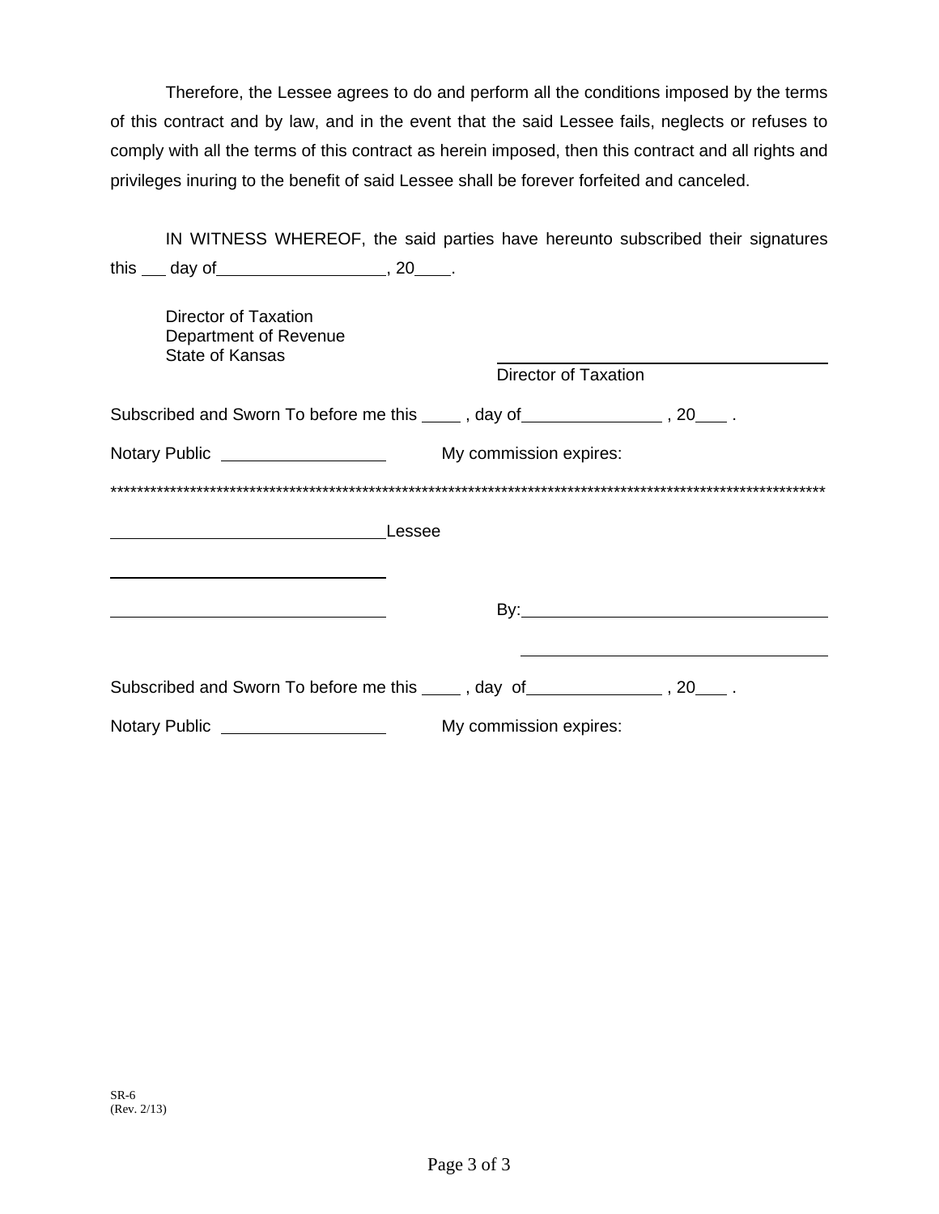Therefore, the Lessee agrees to do and perform all the conditions imposed by the terms of this contract and by law, and in the event that the said Lessee fails, neglects or refuses to comply with all the terms of this contract as herein imposed, then this contract and all rights and privileges inuring to the benefit of said Lessee shall be forever forfeited and canceled.

IN WITNESS WHEREOF, the said parties have hereunto subscribed their signatures this ___ day of__________________, 20____.

Director of Taxation
Department of Revenue
State of Kansas

_________________________________
Director of Taxation

Subscribed and Sworn To before me this ____ , day of_______________ , 20___ .

Notary Public __________________ My commission expires:

**************************************************************************************************************

______________________________Lessee

______________________________

______________________________ By:________________________________

_________________________________

Subscribed and Sworn To before me this ____ , day of______________ , 20___ .

Notary Public __________________ My commission expires:

SR-6
(Rev. 2/13)